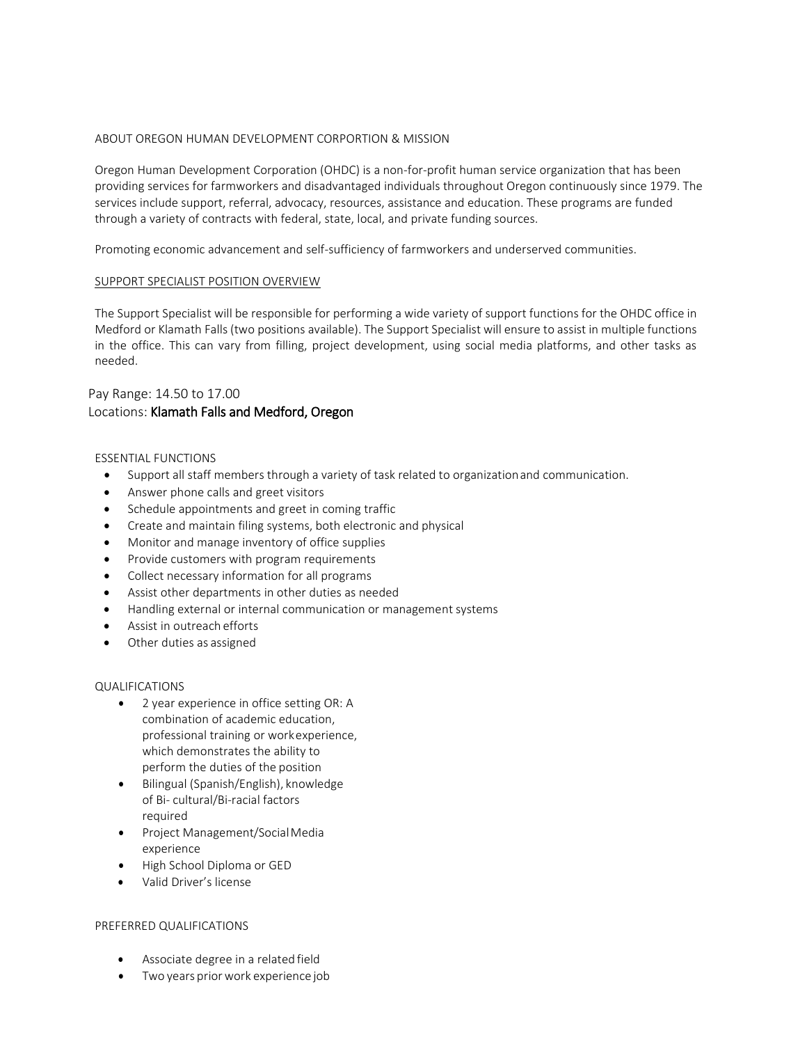ABOUT OREGON HUMAN DEVELOPMENT CORPORTION & MISSION

Oregon Human Development Corporation (OHDC) is a non-for-profit human service organization that has been providing services for farmworkers and disadvantaged individuals throughout Oregon continuously since 1979. The services include support, referral, advocacy, resources, assistance and education. These programs are funded through a variety of contracts with federal, state, local, and private funding sources.

Promoting economic advancement and self-sufficiency of farmworkers and underserved communities.

SUPPORT SPECIALIST POSITION OVERVIEW

The Support Specialist will be responsible for performing a wide variety of support functions for the OHDC office in Medford or Klamath Falls (two positions available). The Support Specialist will ensure to assist in multiple functions in the office. This can vary from filling, project development, using social media platforms, and other tasks as needed.

Pay Range: 14.50 to 17.00
Locations: Klamath Falls and Medford, Oregon

ESSENTIAL FUNCTIONS

- Support all staff members through a variety of task related to organization and communication.
- Answer phone calls and greet visitors
- Schedule appointments and greet in coming traffic
- Create and maintain filing systems, both electronic and physical
- Monitor and manage inventory of office supplies
- Provide customers with program requirements
- Collect necessary information for all programs
- Assist other departments in other duties as needed
- Handling external or internal communication or management systems
- Assist in outreach efforts
- Other duties as assigned

QUALIFICATIONS

- 2 year experience in office setting OR: A combination of academic education, professional training or work experience, which demonstrates the ability to perform the duties of the position
- Bilingual (Spanish/English), knowledge of Bi- cultural/Bi-racial factors required
- Project Management/Social Media experience
- High School Diploma or GED
- Valid Driver's license

PREFERRED QUALIFICATIONS

- Associate degree in a related field
- Two years prior work experience job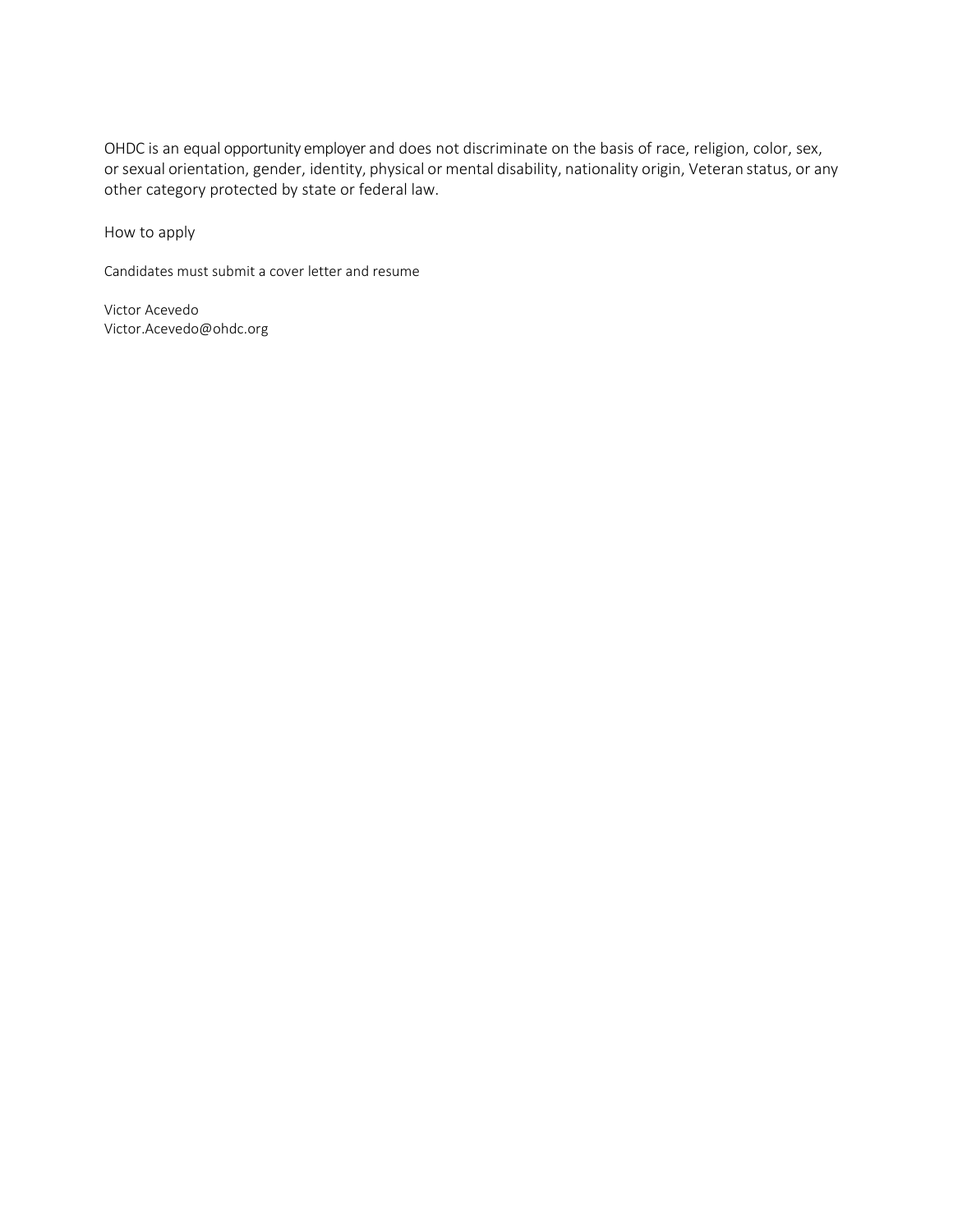OHDC is an equal opportunity employer and does not discriminate on the basis of race, religion, color, sex, or sexual orientation, gender, identity, physical or mental disability, nationality origin, Veteran status, or any other category protected by state or federal law.

How to apply

Candidates must submit a cover letter and resume

Victor Acevedo
Victor.Acevedo@ohdc.org